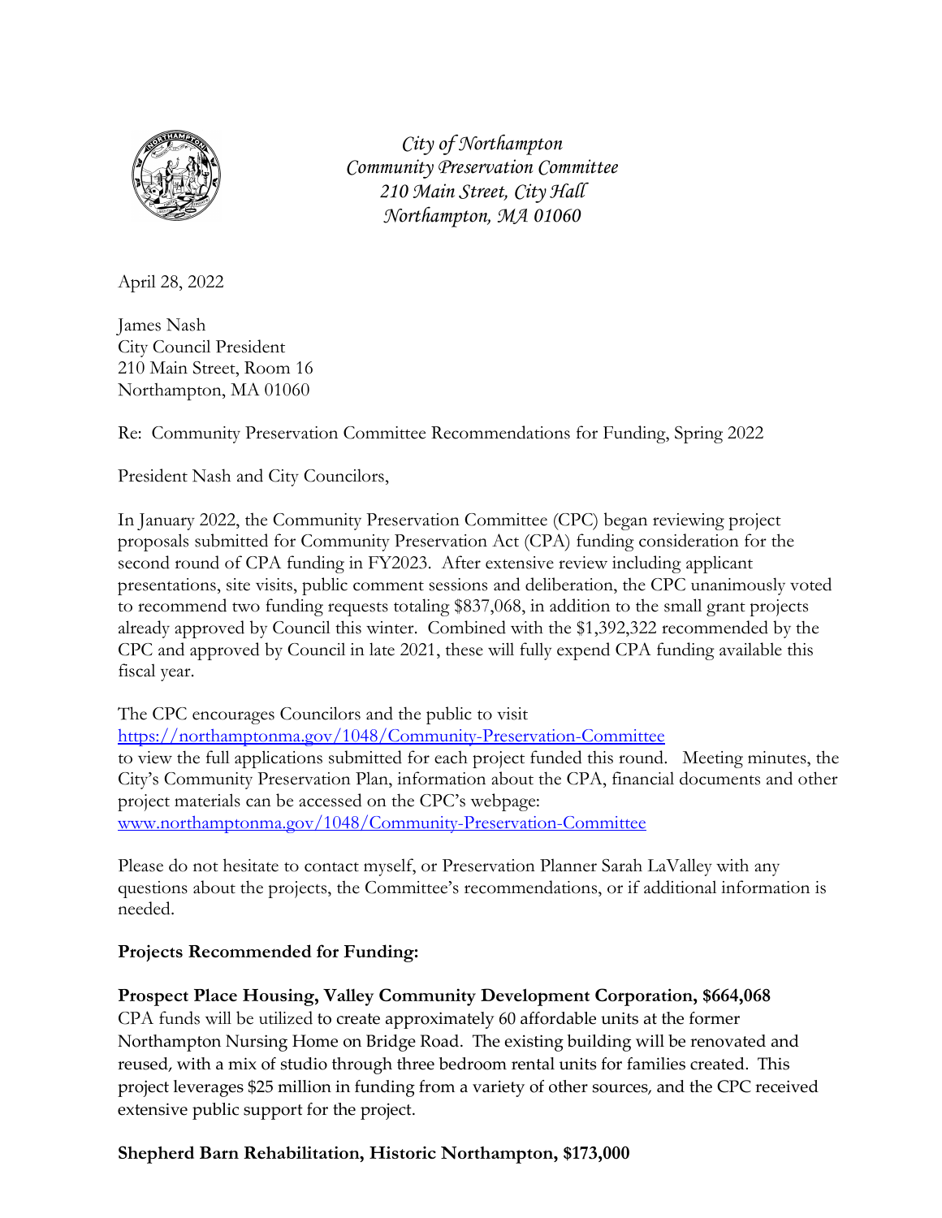*City of Northampton*
*Community Preservation Committee*
*210 Main Street, City Hall*
*Northampton, MA 01060*

April 28, 2022

James Nash
City Council President
210 Main Street, Room 16
Northampton, MA 01060

Re: Community Preservation Committee Recommendations for Funding, Spring 2022

President Nash and City Councilors,

In January 2022, the Community Preservation Committee (CPC) began reviewing project proposals submitted for Community Preservation Act (CPA) funding consideration for the second round of CPA funding in FY2023. After extensive review including applicant presentations, site visits, public comment sessions and deliberation, the CPC unanimously voted to recommend two funding requests totaling $837,068, in addition to the small grant projects already approved by Council this winter. Combined with the $1,392,322 recommended by the CPC and approved by Council in late 2021, these will fully expend CPA funding available this fiscal year.

The CPC encourages Councilors and the public to visit https://northamptonma.gov/1048/Community-Preservation-Committee to view the full applications submitted for each project funded this round. Meeting minutes, the City's Community Preservation Plan, information about the CPA, financial documents and other project materials can be accessed on the CPC's webpage: www.northamptonma.gov/1048/Community-Preservation-Committee

Please do not hesitate to contact myself, or Preservation Planner Sarah LaValley with any questions about the projects, the Committee's recommendations, or if additional information is needed.

**Projects Recommended for Funding:**

**Prospect Place Housing, Valley Community Development Corporation, $664,068**
CPA funds will be utilized to create approximately 60 affordable units at the former Northampton Nursing Home on Bridge Road. The existing building will be renovated and reused, with a mix of studio through three bedroom rental units for families created. This project leverages $25 million in funding from a variety of other sources, and the CPC received extensive public support for the project.

**Shepherd Barn Rehabilitation, Historic Northampton, $173,000**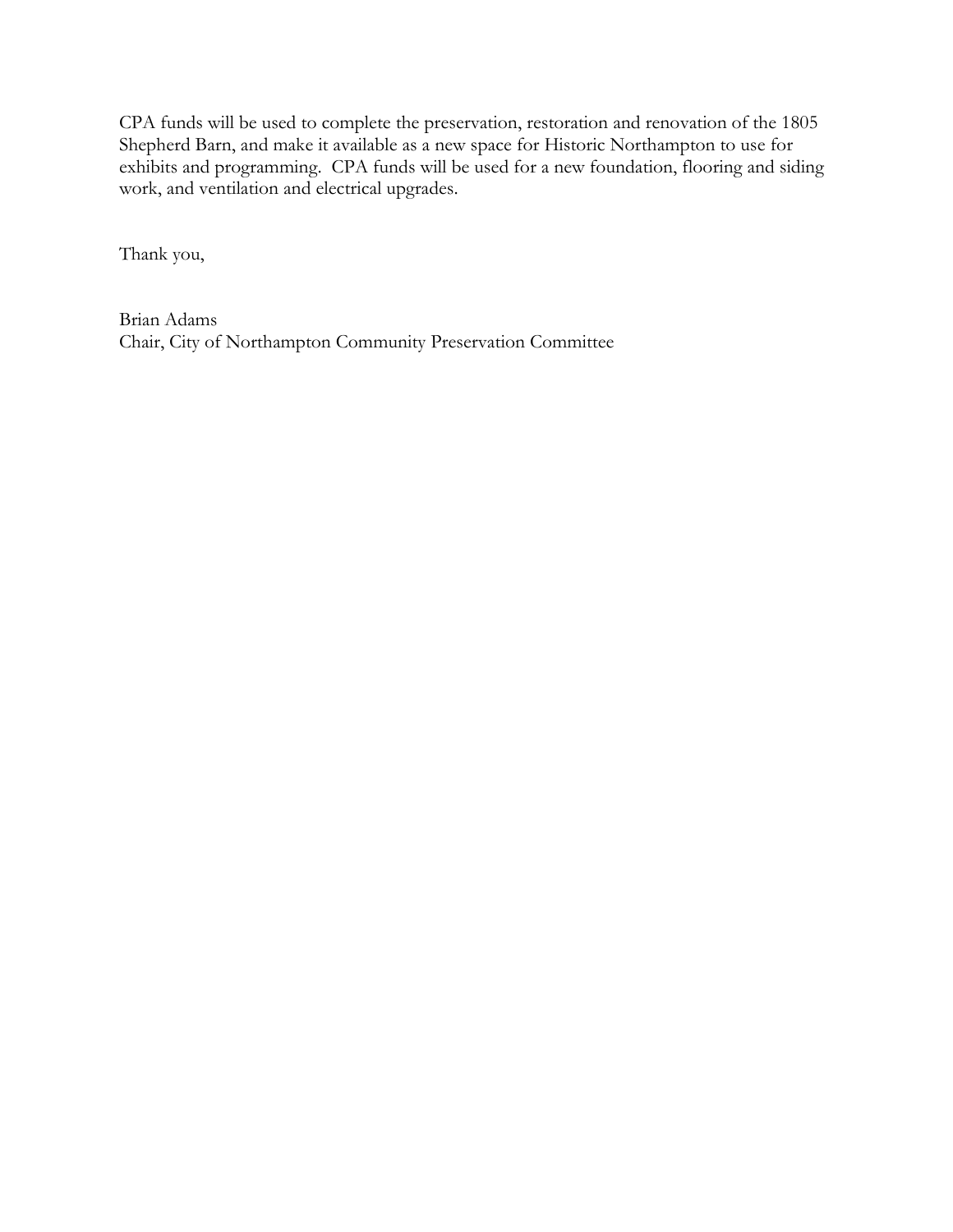CPA funds will be used to complete the preservation, restoration and renovation of the 1805 Shepherd Barn, and make it available as a new space for Historic Northampton to use for exhibits and programming. CPA funds will be used for a new foundation, flooring and siding work, and ventilation and electrical upgrades.

Thank you,

Brian Adams
Chair, City of Northampton Community Preservation Committee